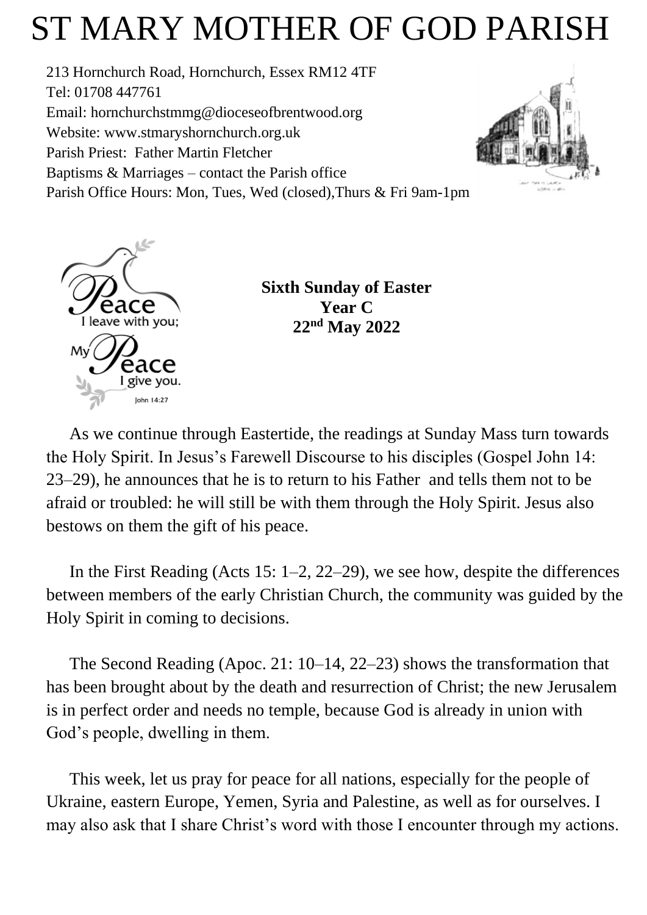# ST MARY MOTHER OF GOD PARISH

213 Hornchurch Road, Hornchurch, Essex RM12 4TF
Tel: 01708 447761
Email: hornchurchstmmg@dioceseofbrentwood.org
Website: www.stmaryshornchurch.org.uk
Parish Priest: Father Martin Fletcher
Baptisms & Marriages – contact the Parish office
Parish Office Hours: Mon, Tues, Wed (closed),Thurs & Fri 9am-1pm

Peace I leave with you; My Peace I give you. John 14:27

**Sixth Sunday of Easter**
**Year C**
**22nd May 2022**

As we continue through Eastertide, the readings at Sunday Mass turn towards the Holy Spirit. In Jesus's Farewell Discourse to his disciples (Gospel John 14: 23–29), he announces that he is to return to his Father and tells them not to be afraid or troubled: he will still be with them through the Holy Spirit. Jesus also bestows on them the gift of his peace.

In the First Reading (Acts 15: 1–2, 22–29), we see how, despite the differences between members of the early Christian Church, the community was guided by the Holy Spirit in coming to decisions.

The Second Reading (Apoc. 21: 10–14, 22–23) shows the transformation that has been brought about by the death and resurrection of Christ; the new Jerusalem is in perfect order and needs no temple, because God is already in union with God's people, dwelling in them.

This week, let us pray for peace for all nations, especially for the people of Ukraine, eastern Europe, Yemen, Syria and Palestine, as well as for ourselves. I may also ask that I share Christ's word with those I encounter through my actions.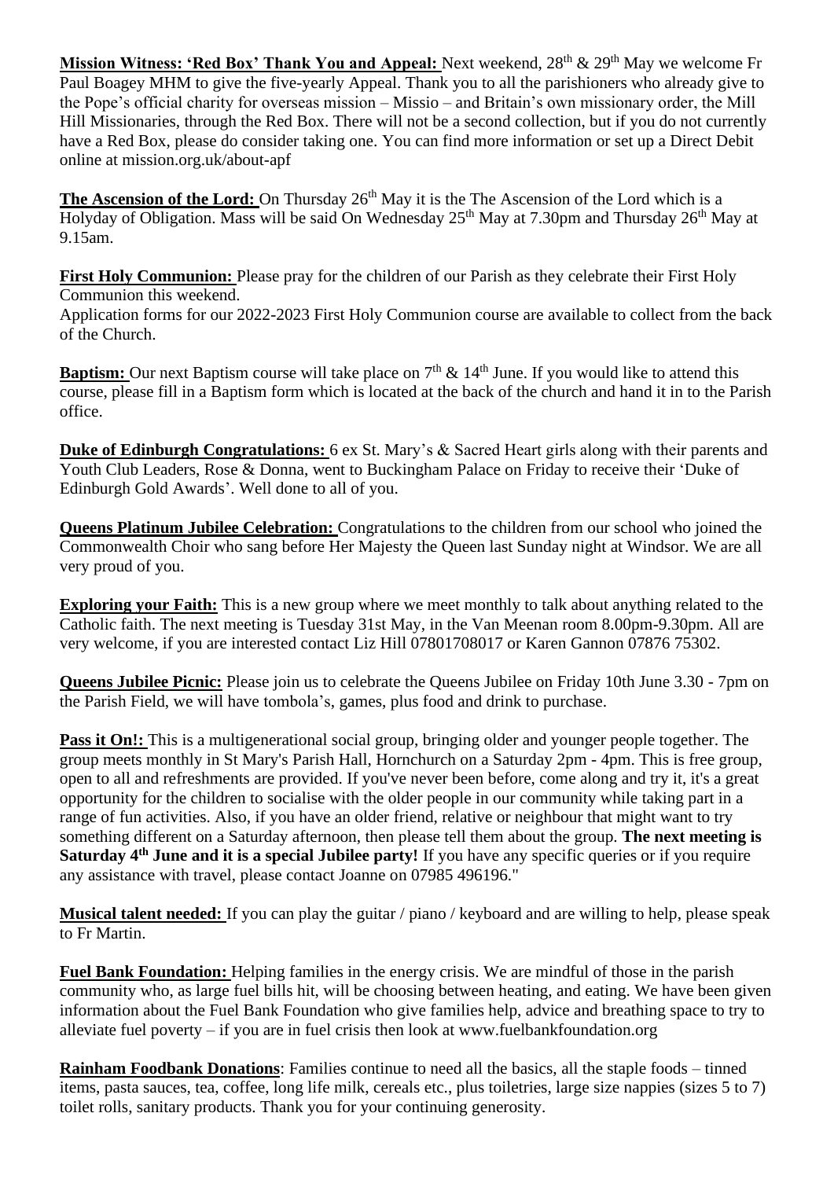**Mission Witness: 'Red Box' Thank You and Appeal:** Next weekend, 28th & 29th May we welcome Fr Paul Boagey MHM to give the five-yearly Appeal. Thank you to all the parishioners who already give to the Pope's official charity for overseas mission – Missio – and Britain's own missionary order, the Mill Hill Missionaries, through the Red Box. There will not be a second collection, but if you do not currently have a Red Box, please do consider taking one. You can find more information or set up a Direct Debit online at mission.org.uk/about-apf

**The Ascension of the Lord:** On Thursday 26th May it is the The Ascension of the Lord which is a Holyday of Obligation. Mass will be said On Wednesday 25th May at 7.30pm and Thursday 26th May at 9.15am.

**First Holy Communion:** Please pray for the children of our Parish as they celebrate their First Holy Communion this weekend.
Application forms for our 2022-2023 First Holy Communion course are available to collect from the back of the Church.

**Baptism:** Our next Baptism course will take place on 7th & 14th June. If you would like to attend this course, please fill in a Baptism form which is located at the back of the church and hand it in to the Parish office.

**Duke of Edinburgh Congratulations:** 6 ex St. Mary's & Sacred Heart girls along with their parents and Youth Club Leaders, Rose & Donna, went to Buckingham Palace on Friday to receive their 'Duke of Edinburgh Gold Awards'. Well done to all of you.

**Queens Platinum Jubilee Celebration:** Congratulations to the children from our school who joined the Commonwealth Choir who sang before Her Majesty the Queen last Sunday night at Windsor. We are all very proud of you.

**Exploring your Faith:** This is a new group where we meet monthly to talk about anything related to the Catholic faith. The next meeting is Tuesday 31st May, in the Van Meenan room 8.00pm-9.30pm. All are very welcome, if you are interested contact Liz Hill 07801708017 or Karen Gannon 07876 75302.

**Queens Jubilee Picnic:** Please join us to celebrate the Queens Jubilee on Friday 10th June 3.30 - 7pm on the Parish Field, we will have tombola's, games, plus food and drink to purchase.

**Pass it On!:** This is a multigenerational social group, bringing older and younger people together. The group meets monthly in St Mary's Parish Hall, Hornchurch on a Saturday 2pm - 4pm. This is free group, open to all and refreshments are provided. If you've never been before, come along and try it, it's a great opportunity for the children to socialise with the older people in our community while taking part in a range of fun activities. Also, if you have an older friend, relative or neighbour that might want to try something different on a Saturday afternoon, then please tell them about the group. **The next meeting is Saturday 4th June and it is a special Jubilee party!** If you have any specific queries or if you require any assistance with travel, please contact Joanne on 07985 496196."

**Musical talent needed:** If you can play the guitar / piano / keyboard and are willing to help, please speak to Fr Martin.

**Fuel Bank Foundation:** Helping families in the energy crisis. We are mindful of those in the parish community who, as large fuel bills hit, will be choosing between heating, and eating. We have been given information about the Fuel Bank Foundation who give families help, advice and breathing space to try to alleviate fuel poverty – if you are in fuel crisis then look at www.fuelbankfoundation.org

**Rainham Foodbank Donations**: Families continue to need all the basics, all the staple foods – tinned items, pasta sauces, tea, coffee, long life milk, cereals etc., plus toiletries, large size nappies (sizes 5 to 7) toilet rolls, sanitary products. Thank you for your continuing generosity.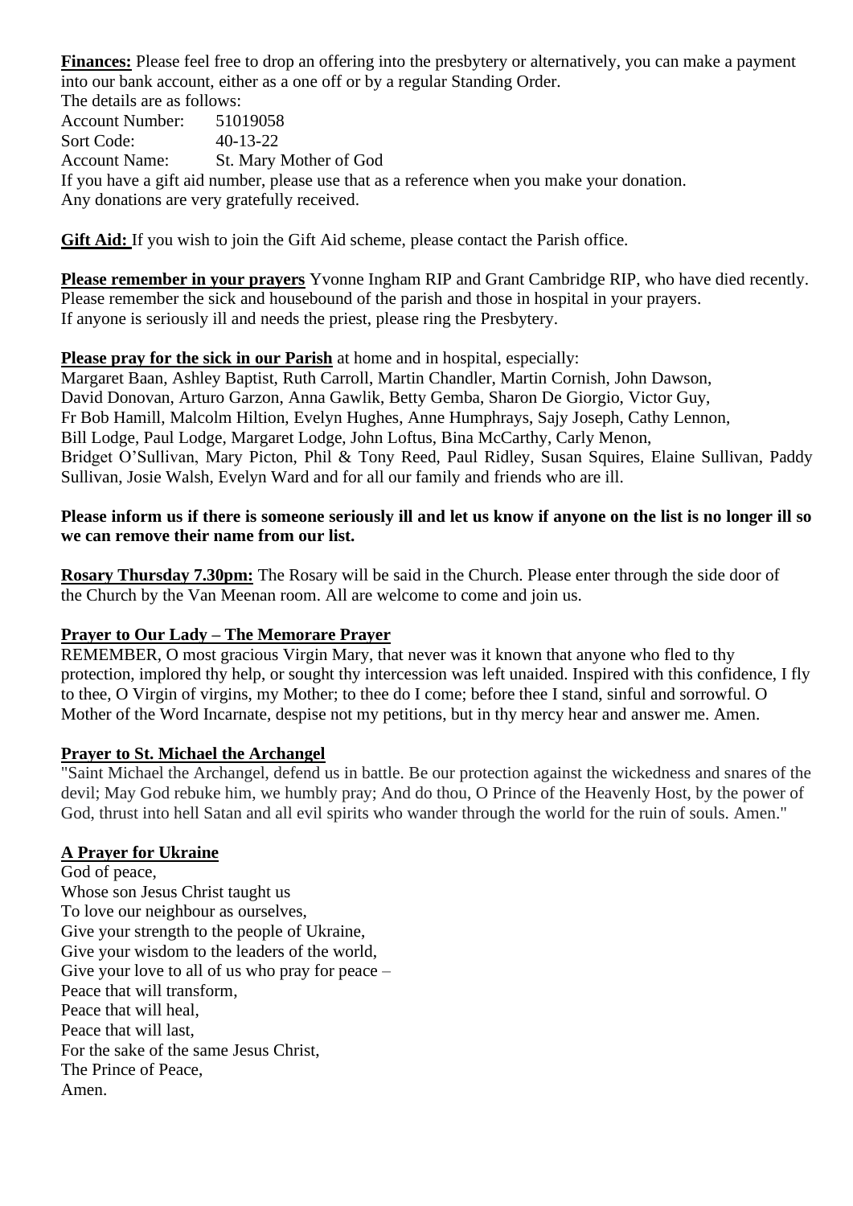**Finances:** Please feel free to drop an offering into the presbytery or alternatively, you can make a payment into our bank account, either as a one off or by a regular Standing Order.
The details are as follows:
Account Number: 51019058
Sort Code: 40-13-22
Account Name: St. Mary Mother of God
If you have a gift aid number, please use that as a reference when you make your donation.
Any donations are very gratefully received.

**Gift Aid:** If you wish to join the Gift Aid scheme, please contact the Parish office.

**Please remember in your prayers** Yvonne Ingham RIP and Grant Cambridge RIP, who have died recently.
Please remember the sick and housebound of the parish and those in hospital in your prayers.
If anyone is seriously ill and needs the priest, please ring the Presbytery.

**Please pray for the sick in our Parish** at home and in hospital, especially:
Margaret Baan, Ashley Baptist, Ruth Carroll, Martin Chandler, Martin Cornish, John Dawson, David Donovan, Arturo Garzon, Anna Gawlik, Betty Gemba, Sharon De Giorgio, Victor Guy, Fr Bob Hamill, Malcolm Hiltion, Evelyn Hughes, Anne Humphrays, Sajy Joseph, Cathy Lennon, Bill Lodge, Paul Lodge, Margaret Lodge, John Loftus, Bina McCarthy, Carly Menon, Bridget O'Sullivan, Mary Picton, Phil & Tony Reed, Paul Ridley, Susan Squires, Elaine Sullivan, Paddy Sullivan, Josie Walsh, Evelyn Ward and for all our family and friends who are ill.

**Please inform us if there is someone seriously ill and let us know if anyone on the list is no longer ill so we can remove their name from our list.**

**Rosary Thursday 7.30pm:** The Rosary will be said in the Church. Please enter through the side door of the Church by the Van Meenan room. All are welcome to come and join us.

**Prayer to Our Lady – The Memorare Prayer**
REMEMBER, O most gracious Virgin Mary, that never was it known that anyone who fled to thy protection, implored thy help, or sought thy intercession was left unaided. Inspired with this confidence, I fly to thee, O Virgin of virgins, my Mother; to thee do I come; before thee I stand, sinful and sorrowful. O Mother of the Word Incarnate, despise not my petitions, but in thy mercy hear and answer me. Amen.

**Prayer to St. Michael the Archangel**
"Saint Michael the Archangel, defend us in battle. Be our protection against the wickedness and snares of the devil; May God rebuke him, we humbly pray; And do thou, O Prince of the Heavenly Host, by the power of God, thrust into hell Satan and all evil spirits who wander through the world for the ruin of souls. Amen."

**A Prayer for Ukraine**
God of peace,
Whose son Jesus Christ taught us
To love our neighbour as ourselves,
Give your strength to the people of Ukraine,
Give your wisdom to the leaders of the world,
Give your love to all of us who pray for peace –
Peace that will transform,
Peace that will heal,
Peace that will last,
For the sake of the same Jesus Christ,
The Prince of Peace,
Amen.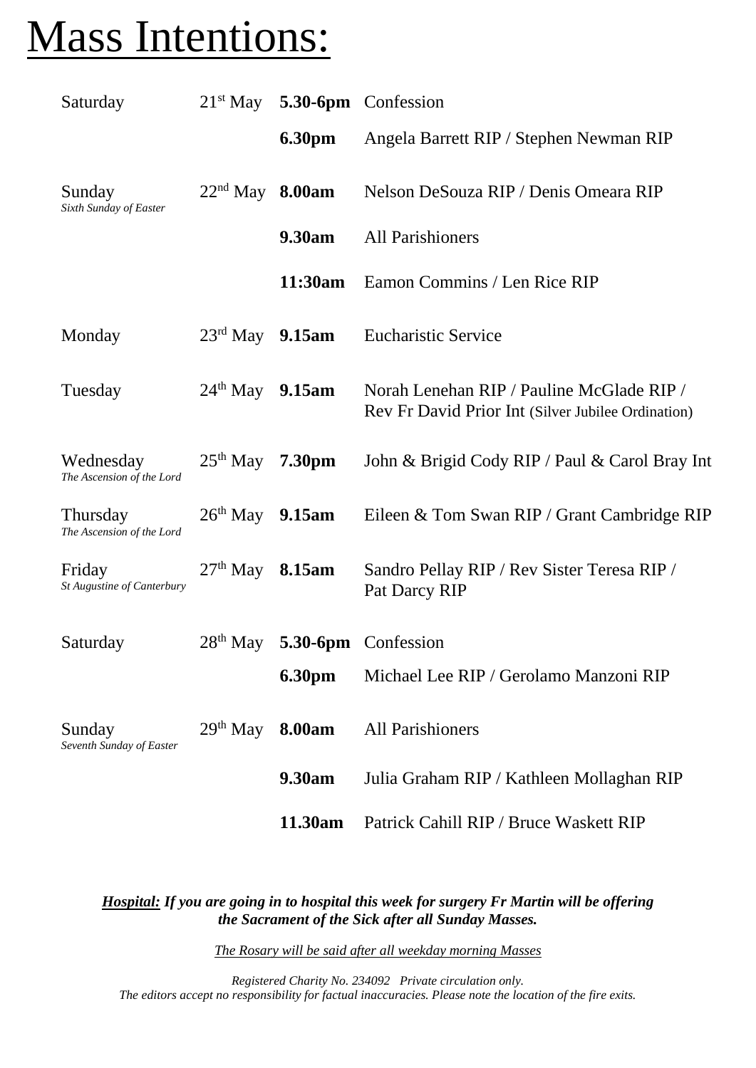# Mass Intentions:

| | | | |
|---|---|---|---|
| Saturday | 21st May | **5.30-6pm** | Confession |
| | | **6.30pm** | Angela Barrett RIP / Stephen Newman RIP |
| Sunday *Sixth Sunday of Easter* | 22nd May | **8.00am** | Nelson DeSouza RIP / Denis Omeara RIP |
| | | **9.30am** | All Parishioners |
| | | **11:30am** | Eamon Commins / Len Rice RIP |
| Monday | 23rd May | **9.15am** | Eucharistic Service |
| Tuesday | 24th May | **9.15am** | Norah Lenehan RIP / Pauline McGlade RIP / Rev Fr David Prior Int (Silver Jubilee Ordination) |
| Wednesday *The Ascension of the Lord* | 25th May | **7.30pm** | John & Brigid Cody RIP / Paul & Carol Bray Int |
| Thursday *The Ascension of the Lord* | 26th May | **9.15am** | Eileen & Tom Swan RIP / Grant Cambridge RIP |
| Friday *St Augustine of Canterbury* | 27th May | **8.15am** | Sandro Pellay RIP / Rev Sister Teresa RIP / Pat Darcy RIP |
| Saturday | 28th May | **5.30-6pm** | Confession |
| | | **6.30pm** | Michael Lee RIP / Gerolamo Manzoni RIP |
| Sunday *Seventh Sunday of Easter* | 29th May | **8.00am** | All Parishioners |
| | | **9.30am** | Julia Graham RIP / Kathleen Mollaghan RIP |
| | | **11.30am** | Patrick Cahill RIP / Bruce Waskett RIP |

***Hospital:*** ***If you are going in to hospital this week for surgery Fr Martin will be offering the Sacrament of the Sick after all Sunday Masses.***

*The Rosary will be said after all weekday morning Masses*

*Registered Charity No. 234092 Private circulation only.*
*The editors accept no responsibility for factual inaccuracies. Please note the location of the fire exits.*